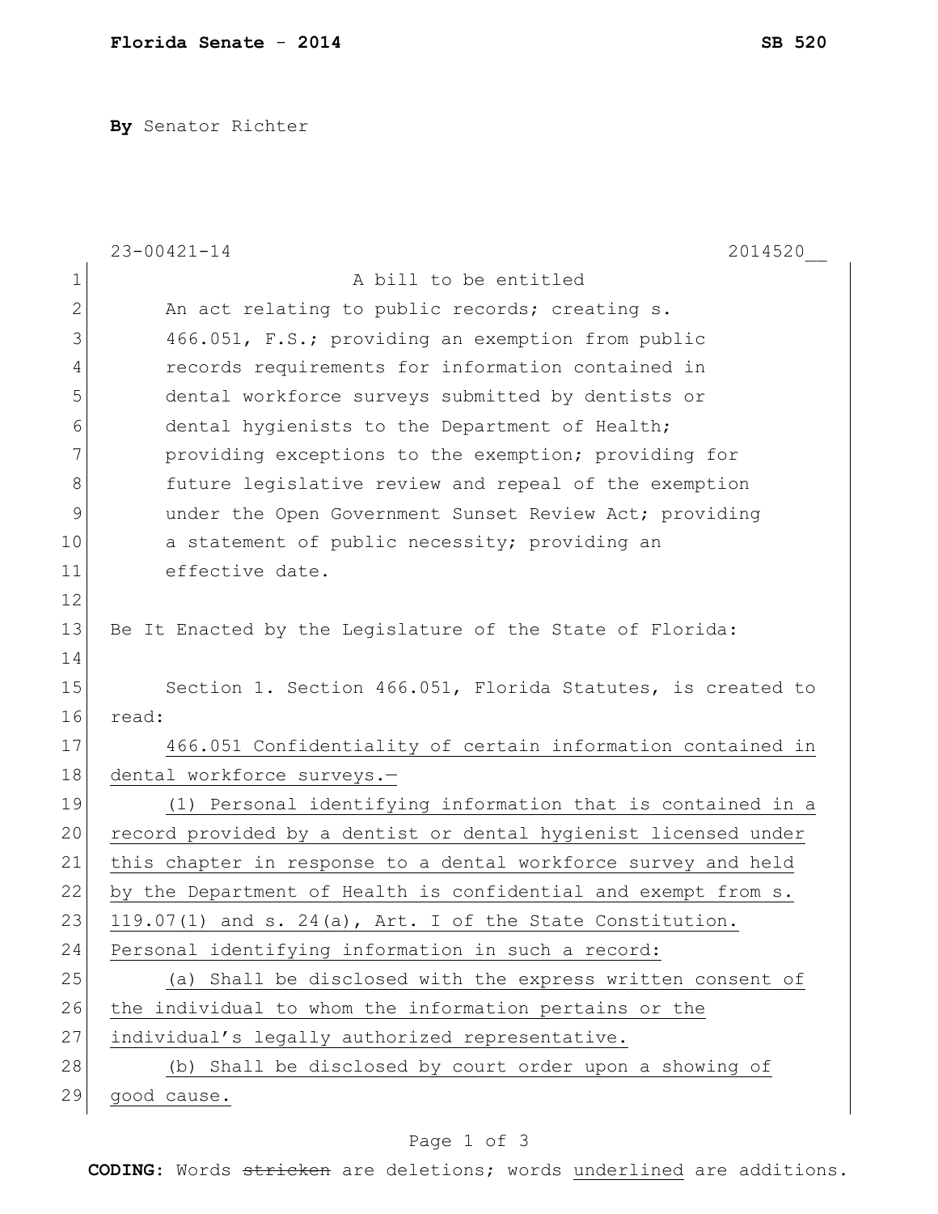**Florida Senate** - **2014** **SB 520**

**By** Senator Richter

23-00421-14 2014520__

A bill to be entitled

An act relating to public records; creating s. 466.051, F.S.; providing an exemption from public records requirements for information contained in dental workforce surveys submitted by dentists or dental hygienists to the Department of Health; providing exceptions to the exemption; providing for future legislative review and repeal of the exemption under the Open Government Sunset Review Act; providing a statement of public necessity; providing an effective date.

Be It Enacted by the Legislature of the State of Florida:

Section 1. Section 466.051, Florida Statutes, is created to read:

466.051 Confidentiality of certain information contained in dental workforce surveys.—

(1) Personal identifying information that is contained in a record provided by a dentist or dental hygienist licensed under this chapter in response to a dental workforce survey and held by the Department of Health is confidential and exempt from s. 119.07(1) and s. 24(a), Art. I of the State Constitution. Personal identifying information in such a record:

(a) Shall be disclosed with the express written consent of the individual to whom the information pertains or the individual's legally authorized representative.

(b) Shall be disclosed by court order upon a showing of good cause.

**CODING:** Words ~~stricken~~ are deletions; words underlined are additions.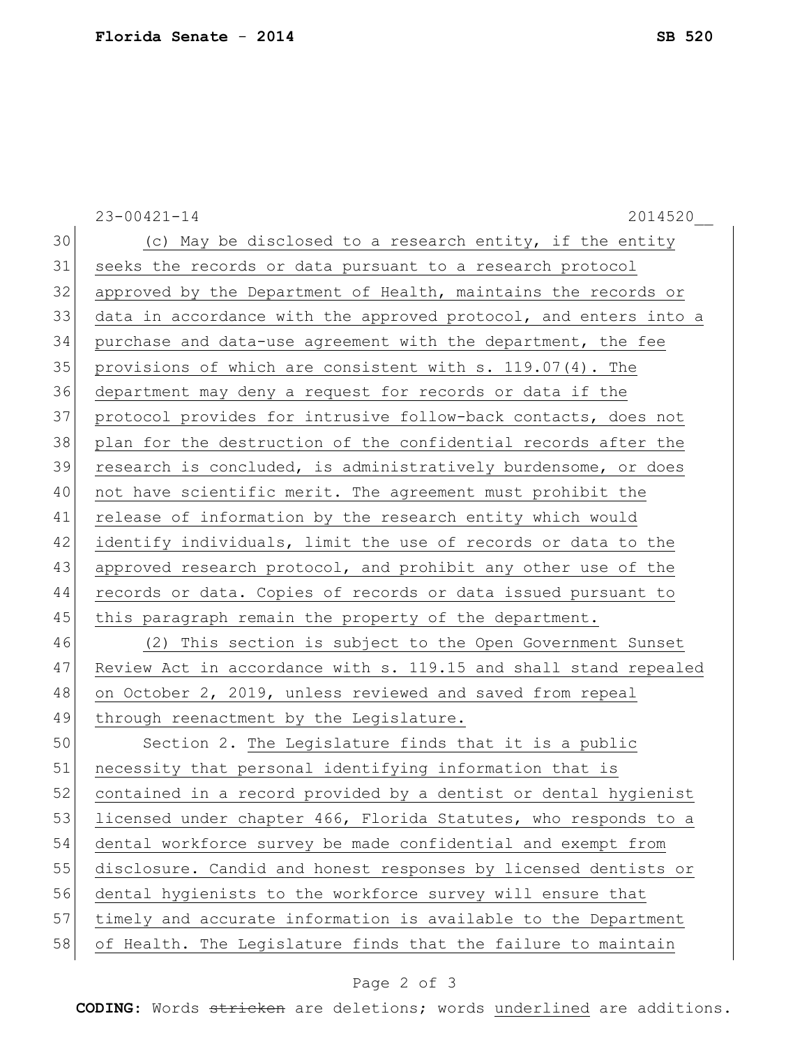(c) May be disclosed to a research entity, if the entity seeks the records or data pursuant to a research protocol approved by the Department of Health, maintains the records or data in accordance with the approved protocol, and enters into a purchase and data-use agreement with the department, the fee provisions of which are consistent with s. 119.07(4). The department may deny a request for records or data if the protocol provides for intrusive follow-back contacts, does not plan for the destruction of the confidential records after the research is concluded, is administratively burdensome, or does not have scientific merit. The agreement must prohibit the release of information by the research entity which would identify individuals, limit the use of records or data to the approved research protocol, and prohibit any other use of the records or data. Copies of records or data issued pursuant to this paragraph remain the property of the department.

(2) This section is subject to the Open Government Sunset Review Act in accordance with s. 119.15 and shall stand repealed on October 2, 2019, unless reviewed and saved from repeal through reenactment by the Legislature.

Section 2. The Legislature finds that it is a public necessity that personal identifying information that is contained in a record provided by a dentist or dental hygienist licensed under chapter 466, Florida Statutes, who responds to a dental workforce survey be made confidential and exempt from disclosure. Candid and honest responses by licensed dentists or dental hygienists to the workforce survey will ensure that timely and accurate information is available to the Department of Health. The Legislature finds that the failure to maintain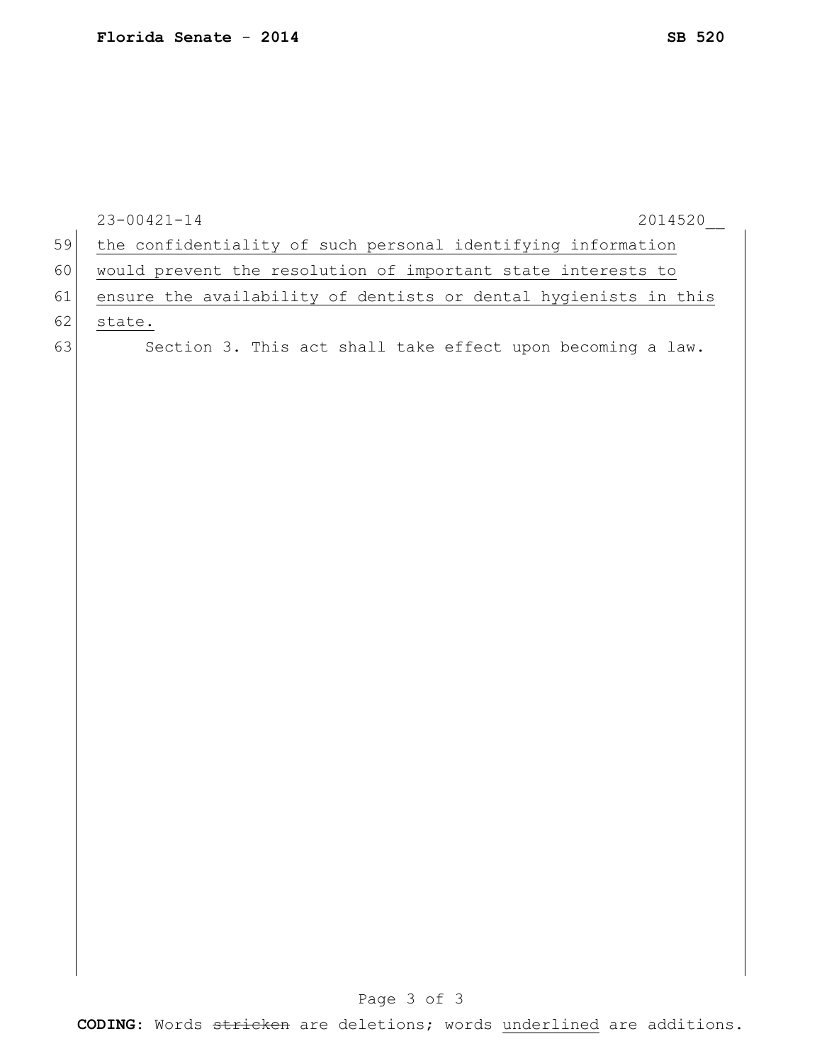23-00421-14 2014520__

59 the confidentiality of such personal identifying information
60 would prevent the resolution of important state interests to
61 ensure the availability of dentists or dental hygienists in this
62 state.
63 Section 3. This act shall take effect upon becoming a law.

**CODING:** Words ~~stricken~~ are deletions; words underlined are additions.